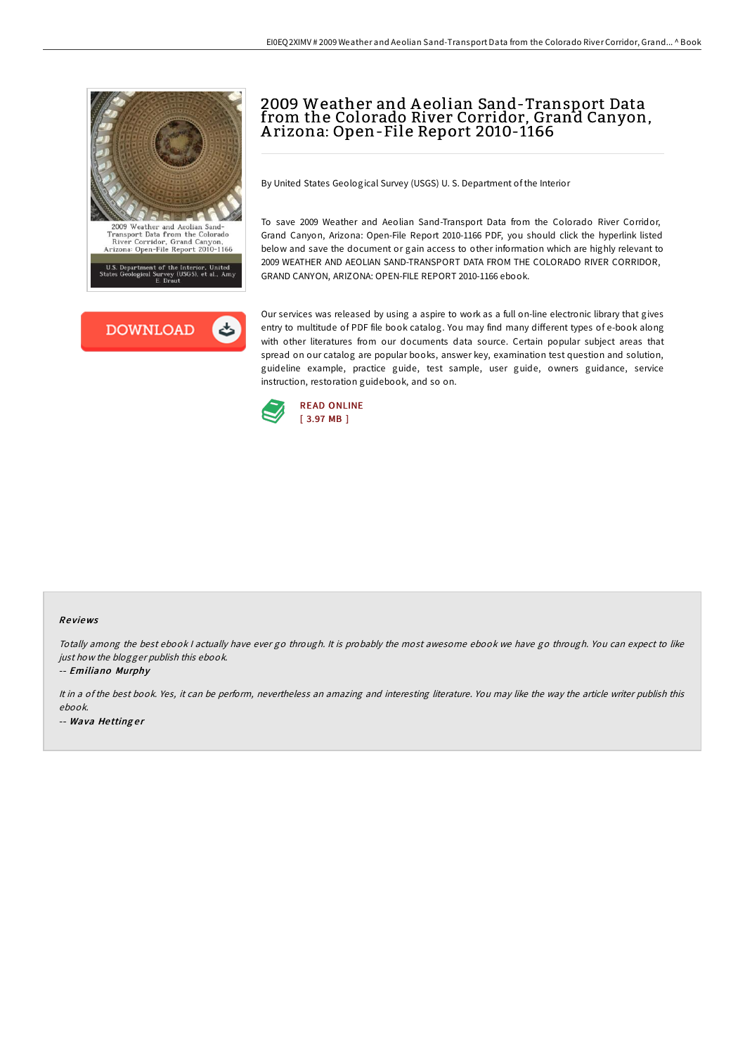# 2009 Weather and Aeolian Sand-Transport Data from the Colorado River Corridor, Grand Canyon, Arizona: Open-File Report 2010-1166

By United States Geological Survey (USGS) U. S. Department of the Interior

To save 2009 Weather and Aeolian Sand-Transport Data from the Colorado River Corridor, Grand Canyon, Arizona: Open-File Report 2010-1166 PDF, you should click the hyperlink listed below and save the document or gain access to other information which are highly relevant to 2009 WEATHER AND AEOLIAN SAND-TRANSPORT DATA FROM THE COLORADO RIVER CORRIDOR, GRAND CANYON, ARIZONA: OPEN-FILE REPORT 2010-1166 ebook.

DOWNLOAD

Our services was released by using a aspire to work as a full on-line electronic library that gives entry to multitude of PDF file book catalog. You may find many different types of e-book along with other literatures from our documents data source. Certain popular subject areas that spread on our catalog are popular books, answer key, examination test question and solution, guideline example, practice guide, test sample, user guide, owners guidance, service instruction, restoration guidebook, and so on.

READ ONLINE
[ 3.97 MB ]

### Reviews

*Totally among the best ebook I actually have ever go through. It is probably the most awesome ebook we have go through. You can expect to like just how the blogger publish this ebook.*

-- ***Emiliano Murphy***

*It in a of the best book. Yes, it can be perform, nevertheless an amazing and interesting literature. You may like the way the article writer publish this ebook.*

-- ***Wava Hettinger***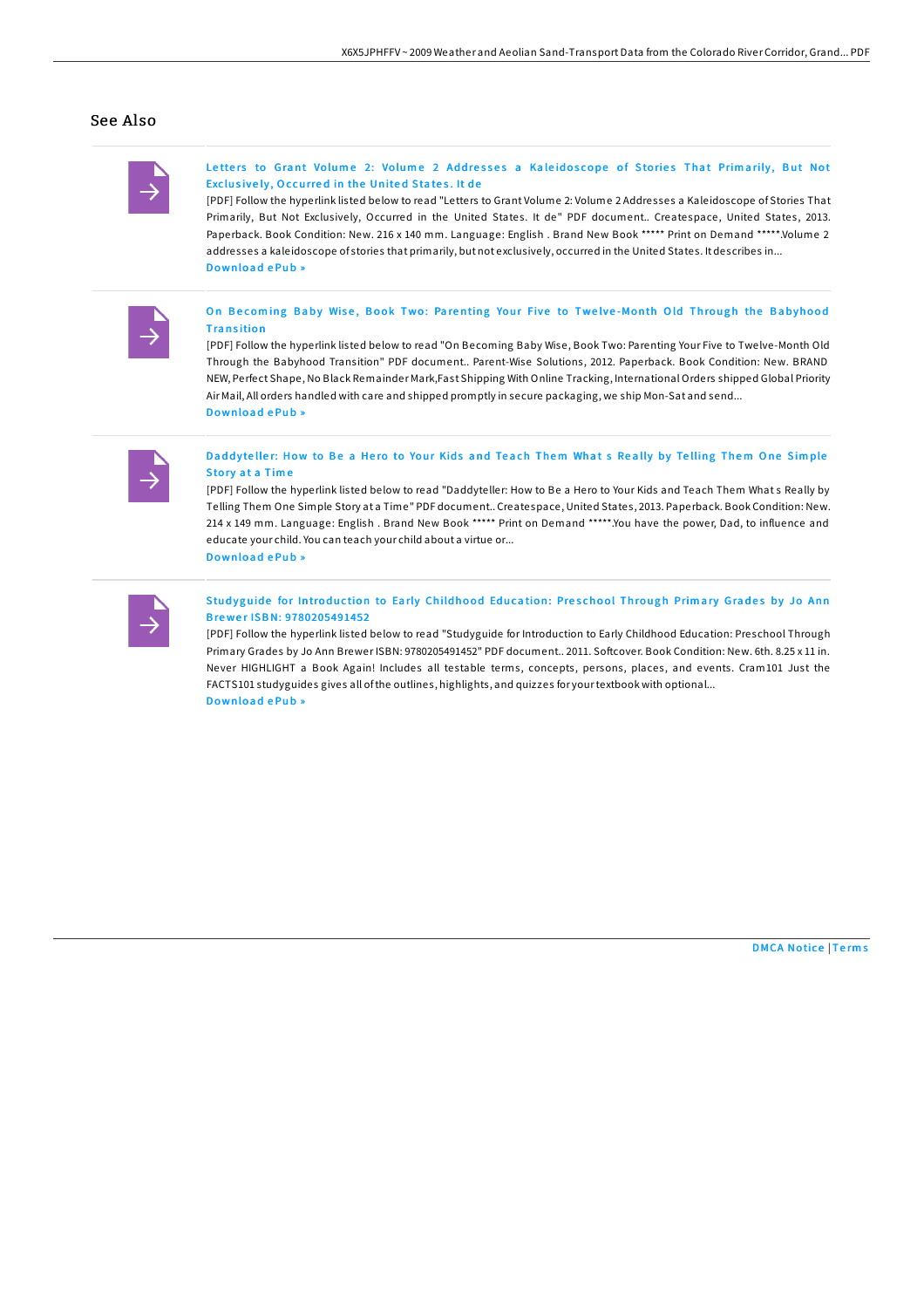## See Also

**Letters to Grant Volume 2: Volume 2 Addresses a Kaleidoscope of Stories That Primarily, But Not Exclusively, Occurred in the United States. It de**

[PDF] Follow the hyperlink listed below to read "Letters to Grant Volume 2: Volume 2 Addresses a Kaleidoscope of Stories That Primarily, But Not Exclusively, Occurred in the United States. It de" PDF document.. Createspace, United States, 2013. Paperback. Book Condition: New. 216 x 140 mm. Language: English . Brand New Book ***** Print on Demand *****.Volume 2 addresses a kaleidoscope of stories that primarily, but not exclusively, occurred in the United States. It describes in...

Download ePub »

**On Becoming Baby Wise, Book Two: Parenting Your Five to Twelve-Month Old Through the Babyhood Transition**

[PDF] Follow the hyperlink listed below to read "On Becoming Baby Wise, Book Two: Parenting Your Five to Twelve-Month Old Through the Babyhood Transition" PDF document.. Parent-Wise Solutions, 2012. Paperback. Book Condition: New. BRAND NEW, Perfect Shape, No Black Remainder Mark,Fast Shipping With Online Tracking, International Orders shipped Global Priority Air Mail, All orders handled with care and shipped promptly in secure packaging, we ship Mon-Sat and send...

Download ePub »

**Daddyteller: How to Be a Hero to Your Kids and Teach Them What s Really by Telling Them One Simple Story at a Time**

[PDF] Follow the hyperlink listed below to read "Daddyteller: How to Be a Hero to Your Kids and Teach Them What s Really by Telling Them One Simple Story at a Time" PDF document.. Createspace, United States, 2013. Paperback. Book Condition: New. 214 x 149 mm. Language: English . Brand New Book ***** Print on Demand *****.You have the power, Dad, to influence and educate your child. You can teach your child about a virtue or...

Download ePub »

**Studyguide for Introduction to Early Childhood Education: Preschool Through Primary Grades by Jo Ann Brewer ISBN: 9780205491452**

[PDF] Follow the hyperlink listed below to read "Studyguide for Introduction to Early Childhood Education: Preschool Through Primary Grades by Jo Ann Brewer ISBN: 9780205491452" PDF document.. 2011. Softcover. Book Condition: New. 6th. 8.25 x 11 in. Never HIGHLIGHT a Book Again! Includes all testable terms, concepts, persons, places, and events. Cram101 Just the FACTS101 studyguides gives all of the outlines, highlights, and quizzes for your textbook with optional...

Download ePub »